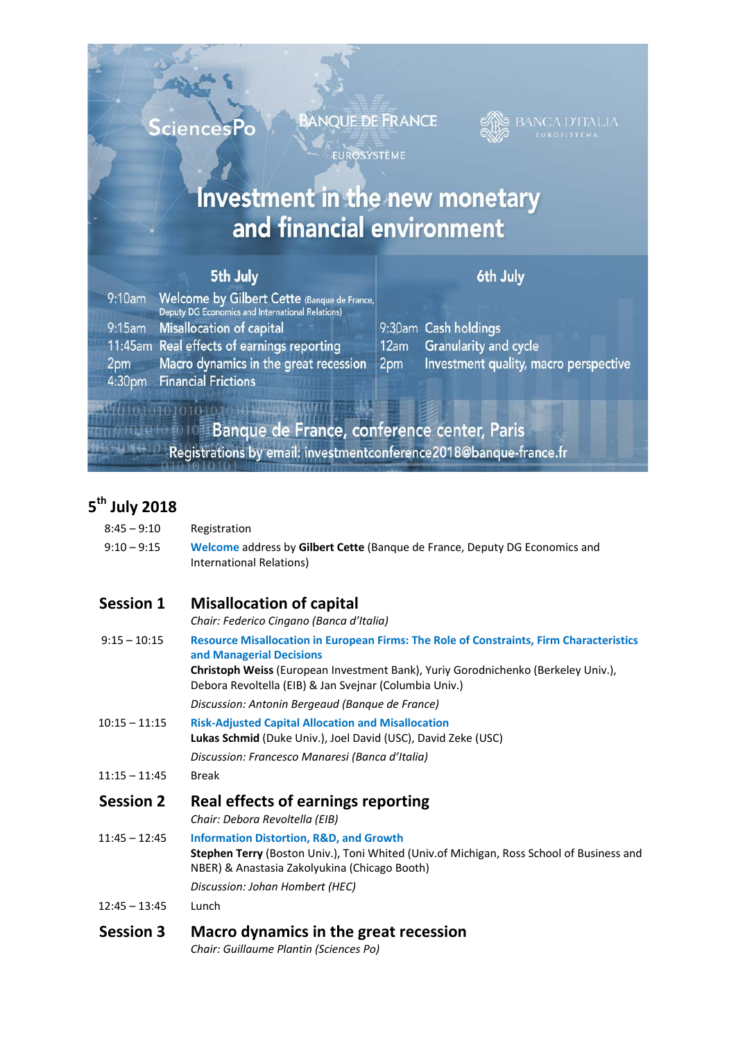SciencesPo BANQUE DE FRANCE EUROSYSTÈME BANCA D'ITALIA EUROSISTEMA

# Investment in the new monetary and financial environment

**5th July**

9:10am Welcome by Gilbert Cette (Banque de France, Deputy DG Economics and International Relations)
9:15am Misallocation of capital
11:45am Real effects of earnings reporting
2pm Macro dynamics in the great recession
4:30pm Financial Frictions

**6th July**

9:30am Cash holdings
12am Granularity and cycle
2pm Investment quality, macro perspective

Banque de France, conference center, Paris
Registrations by email: investmentconference2018@banque-france.fr

## 5th July 2018

| | |
|---|---|
| 8:45 – 9:10 | Registration |
| 9:10 – 9:15 | Welcome address by **Gilbert Cette** (Banque de France, Deputy DG Economics and International Relations) |

### Session 1 — Misallocation of capital

*Chair: Federico Cingano (Banca d'Italia)*

| | |
|---|---|
| 9:15 – 10:15 | **Resource Misallocation in European Firms: The Role of Constraints, Firm Characteristics and Managerial Decisions**<br>**Christoph Weiss** (European Investment Bank), Yuriy Gorodnichenko (Berkeley Univ.), Debora Revoltella (EIB) & Jan Svejnar (Columbia Univ.)<br>*Discussion: Antonin Bergeaud (Banque de France)* |
| 10:15 – 11:15 | **Risk-Adjusted Capital Allocation and Misallocation**<br>**Lukas Schmid** (Duke Univ.), Joel David (USC), David Zeke (USC)<br>*Discussion: Francesco Manaresi (Banca d'Italia)* |
| 11:15 – 11:45 | Break |

### Session 2 — Real effects of earnings reporting

*Chair: Debora Revoltella (EIB)*

| | |
|---|---|
| 11:45 – 12:45 | **Information Distortion, R&D, and Growth**<br>**Stephen Terry** (Boston Univ.), Toni Whited (Univ.of Michigan, Ross School of Business and NBER) & Anastasia Zakolyukina (Chicago Booth)<br>*Discussion: Johan Hombert (HEC)* |
| 12:45 – 13:45 | Lunch |

### Session 3 — Macro dynamics in the great recession

*Chair: Guillaume Plantin (Sciences Po)*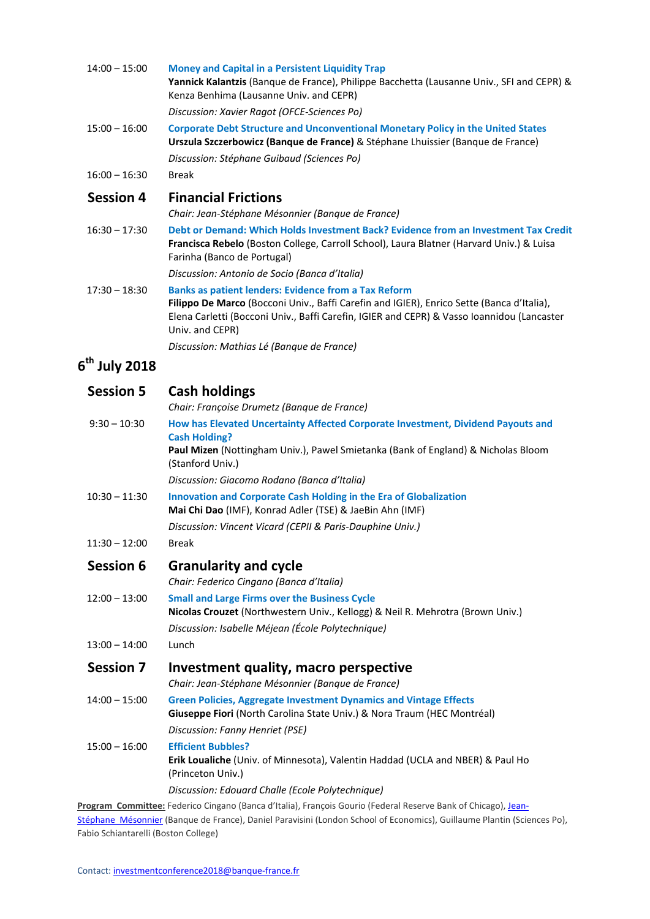14:00 – 15:00 **Money and Capital in a Persistent Liquidity Trap**
**Yannick Kalantzis** (Banque de France), Philippe Bacchetta (Lausanne Univ., SFI and CEPR) & Kenza Benhima (Lausanne Univ. and CEPR)
*Discussion: Xavier Ragot (OFCE-Sciences Po)*

15:00 – 16:00 **Corporate Debt Structure and Unconventional Monetary Policy in the United States**
**Urszula Szczerbowicz (Banque de France)** & Stéphane Lhuissier (Banque de France)
*Discussion: Stéphane Guibaud (Sciences Po)*

16:00 – 16:30 Break

## Session 4 Financial Frictions

*Chair: Jean-Stéphane Mésonnier (Banque de France)*

16:30 – 17:30 **Debt or Demand: Which Holds Investment Back? Evidence from an Investment Tax Credit**
**Francisca Rebelo** (Boston College, Carroll School), Laura Blatner (Harvard Univ.) & Luisa Farinha (Banco de Portugal)
*Discussion: Antonio de Socio (Banca d'Italia)*

17:30 – 18:30 **Banks as patient lenders: Evidence from a Tax Reform**
**Filippo De Marco** (Bocconi Univ., Baffi Carefin and IGIER), Enrico Sette (Banca d'Italia), Elena Carletti (Bocconi Univ., Baffi Carefin, IGIER and CEPR) & Vasso Ioannidou (Lancaster Univ. and CEPR)
*Discussion: Mathias Lé (Banque de France)*

# 6th July 2018

## Session 5 Cash holdings

*Chair: Françoise Drumetz (Banque de France)*

9:30 – 10:30 **How has Elevated Uncertainty Affected Corporate Investment, Dividend Payouts and Cash Holding?**
**Paul Mizen** (Nottingham Univ.), Pawel Smietanka (Bank of England) & Nicholas Bloom (Stanford Univ.)
*Discussion: Giacomo Rodano (Banca d'Italia)*

10:30 – 11:30 **Innovation and Corporate Cash Holding in the Era of Globalization**
**Mai Chi Dao** (IMF), Konrad Adler (TSE) & JaeBin Ahn (IMF)
*Discussion: Vincent Vicard (CEPII & Paris-Dauphine Univ.)*

11:30 – 12:00 Break

## Session 6 Granularity and cycle

*Chair: Federico Cingano (Banca d'Italia)*

12:00 – 13:00 **Small and Large Firms over the Business Cycle**
**Nicolas Crouzet** (Northwestern Univ., Kellogg) & Neil R. Mehrotra (Brown Univ.)
*Discussion: Isabelle Méjean (École Polytechnique)*

13:00 – 14:00 Lunch

## Session 7 Investment quality, macro perspective

*Chair: Jean-Stéphane Mésonnier (Banque de France)*

14:00 – 15:00 **Green Policies, Aggregate Investment Dynamics and Vintage Effects**
**Giuseppe Fiori** (North Carolina State Univ.) & Nora Traum (HEC Montréal)
*Discussion: Fanny Henriet (PSE)*

15:00 – 16:00 **Efficient Bubbles?**
**Erik Loualiche** (Univ. of Minnesota), Valentin Haddad (UCLA and NBER) & Paul Ho (Princeton Univ.)
*Discussion: Edouard Challe (Ecole Polytechnique)*

**Program Committee:** Federico Cingano (Banca d'Italia), François Gourio (Federal Reserve Bank of Chicago), Jean-Stéphane Mésonnier (Banque de France), Daniel Paravisini (London School of Economics), Guillaume Plantin (Sciences Po), Fabio Schiantarelli (Boston College)

Contact: investmentconference2018@banque-france.fr